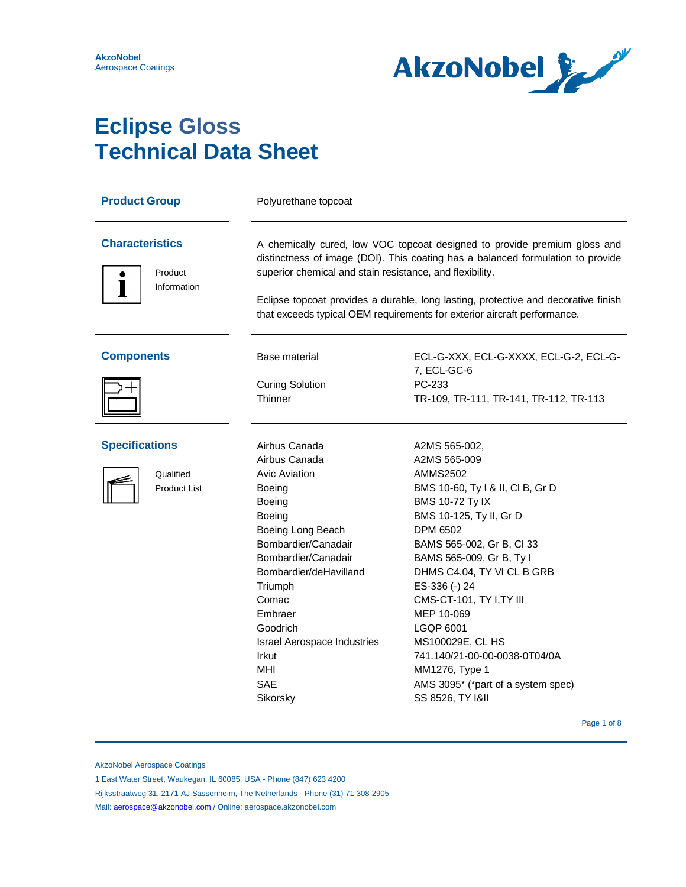# Eclipse Gloss
# Technical Data Sheet

## Product Group

Polyurethane topcoat

## Characteristics

Product Information

A chemically cured, low VOC topcoat designed to provide premium gloss and distinctness of image (DOI). This coating has a balanced formulation to provide superior chemical and stain resistance, and flexibility.

Eclipse topcoat provides a durable, long lasting, protective and decorative finish that exceeds typical OEM requirements for exterior aircraft performance.

## Components

| | |
|---|---|
| Base material | ECL-G-XXX, ECL-G-XXXX, ECL-G-2, ECL-G-7, ECL-GC-6 |
| Curing Solution | PC-233 |
| Thinner | TR-109, TR-111, TR-141, TR-112, TR-113 |

## Specifications

Qualified Product List

| | |
|---|---|
| Airbus Canada | A2MS 565-002, |
| Airbus Canada | A2MS 565-009 |
| Avic Aviation | AMMS2502 |
| Boeing | BMS 10-60, Ty I & II, Cl B, Gr D |
| Boeing | BMS 10-72 Ty IX |
| Boeing | BMS 10-125, Ty II, Gr D |
| Boeing Long Beach | DPM 6502 |
| Bombardier/Canadair | BAMS 565-002, Gr B, Cl 33 |
| Bombardier/Canadair | BAMS 565-009, Gr B, Ty I |
| Bombardier/deHavilland | DHMS C4.04, TY VI CL B GRB |
| Triumph | ES-336 (-) 24 |
| Comac | CMS-CT-101, TY I,TY III |
| Embraer | MEP 10-069 |
| Goodrich | LGQP 6001 |
| Israel Aerospace Industries | MS100029E, CL HS |
| Irkut | 741.140/21-00-00-0038-0T04/0A |
| MHI | MM1276, Type 1 |
| SAE | AMS 3095* (*part of a system spec) |
| Sikorsky | SS 8526, TY I&II |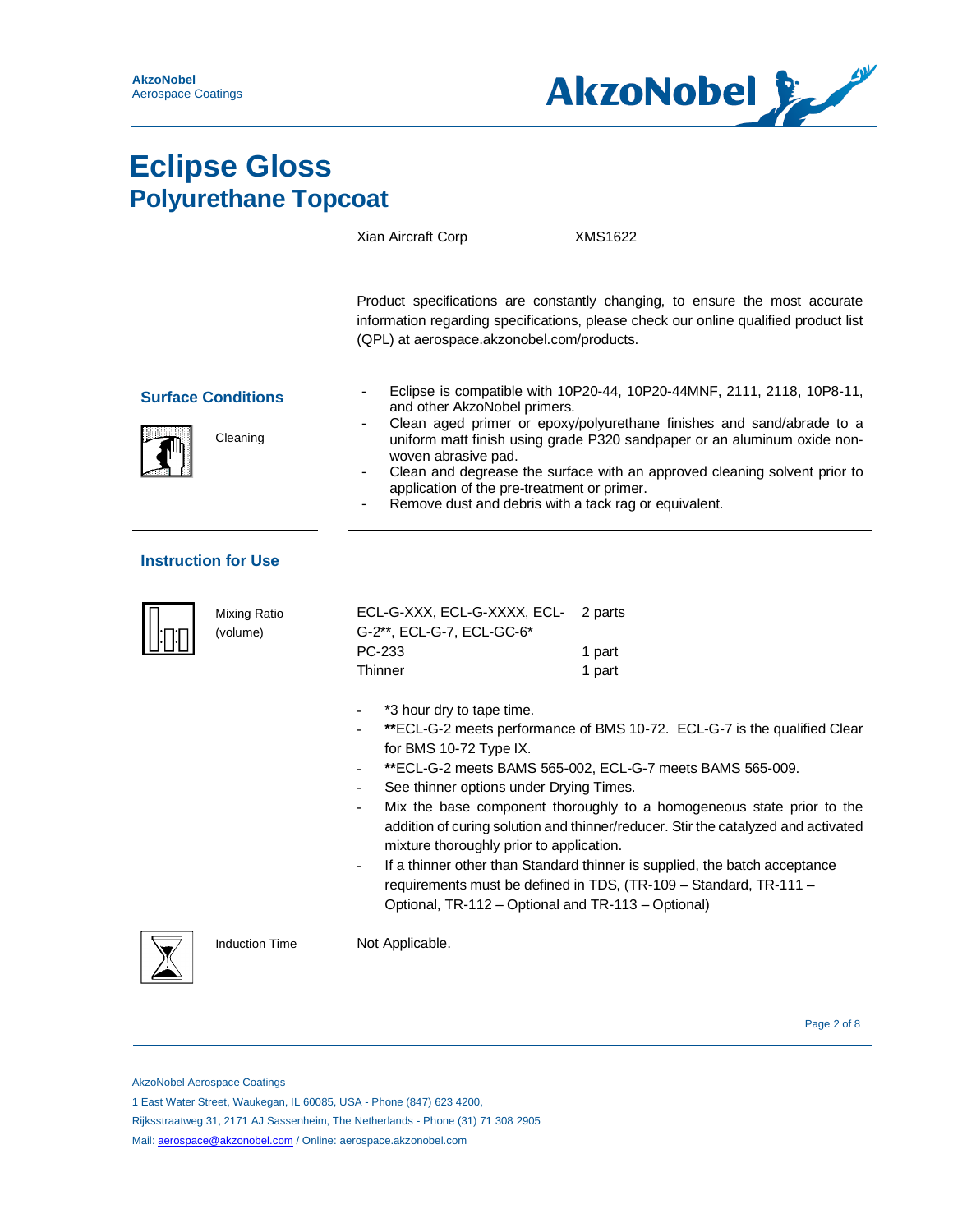# Eclipse Gloss
## Polyurethane Topcoat

| | |
|---|---|
| Xian Aircraft Corp | XMS1622 |

Product specifications are constantly changing, to ensure the most accurate information regarding specifications, please check our online qualified product list (QPL) at aerospace.akzonobel.com/products.

### Surface Conditions

**Cleaning**

- Eclipse is compatible with 10P20-44, 10P20-44MNF, 2111, 2118, 10P8-11, and other AkzoNobel primers.
- Clean aged primer or epoxy/polyurethane finishes and sand/abrade to a uniform matt finish using grade P320 sandpaper or an aluminum oxide non-woven abrasive pad.
- Clean and degrease the surface with an approved cleaning solvent prior to application of the pre-treatment or primer.
- Remove dust and debris with a tack rag or equivalent.

### Instruction for Use

**Mixing Ratio (volume)**

| | |
|---|---|
| ECL-G-XXX, ECL-G-XXXX, ECL-G-2**, ECL-G-7, ECL-GC-6* | 2 parts |
| PC-233 | 1 part |
| Thinner | 1 part |

- *3 hour dry to tape time.
- **ECL-G-2 meets performance of BMS 10-72. ECL-G-7 is the qualified Clear for BMS 10-72 Type IX.
- **ECL-G-2 meets BAMS 565-002, ECL-G-7 meets BAMS 565-009.
- See thinner options under Drying Times.
- Mix the base component thoroughly to a homogeneous state prior to the addition of curing solution and thinner/reducer. Stir the catalyzed and activated mixture thoroughly prior to application.
- If a thinner other than Standard thinner is supplied, the batch acceptance requirements must be defined in TDS, (TR-109 – Standard, TR-111 – Optional, TR-112 – Optional and TR-113 – Optional)

**Induction Time**

Not Applicable.

AkzoNobel Aerospace Coatings
1 East Water Street, Waukegan, IL 60085, USA - Phone (847) 623 4200,
Rijksstraatweg 31, 2171 AJ Sassenheim, The Netherlands - Phone (31) 71 308 2905
Mail: aerospace@akzonobel.com / Online: aerospace.akzonobel.com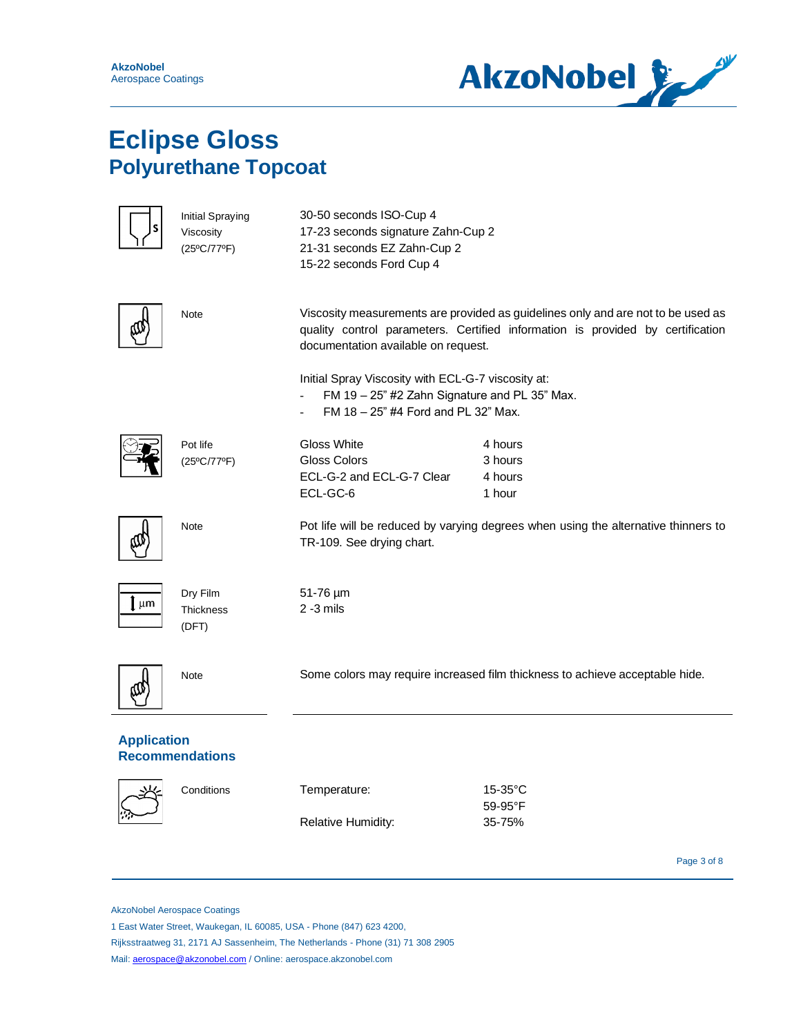# Eclipse Gloss
## Polyurethane Topcoat

| | |
|---|---|
| Initial Spraying Viscosity (25ºC/77ºF) | 30-50 seconds ISO-Cup 4<br>17-23 seconds signature Zahn-Cup 2<br>21-31 seconds EZ Zahn-Cup 2<br>15-22 seconds Ford Cup 4 |
| Note | Viscosity measurements are provided as guidelines only and are not to be used as quality control parameters. Certified information is provided by certification documentation available on request.<br><br>Initial Spray Viscosity with ECL-G-7 viscosity at:<br>- FM 19 – 25" #2 Zahn Signature and PL 35" Max.<br>- FM 18 – 25" #4 Ford and PL 32" Max. |

**Pot life (25ºC/77ºF)**

| | |
|---|---|
| Gloss White | 4 hours |
| Gloss Colors | 3 hours |
| ECL-G-2 and ECL-G-7 Clear | 4 hours |
| ECL-GC-6 | 1 hour |

**Note:** Pot life will be reduced by varying degrees when using the alternative thinners to TR-109. See drying chart.

**Dry Film Thickness (DFT):** 51-76 µm
2 -3 mils

**Note:** Some colors may require increased film thickness to achieve acceptable hide.

### Application Recommendations

**Conditions**

| | |
|---|---|
| Temperature: | 15-35°C<br>59-95°F |
| Relative Humidity: | 35-75% |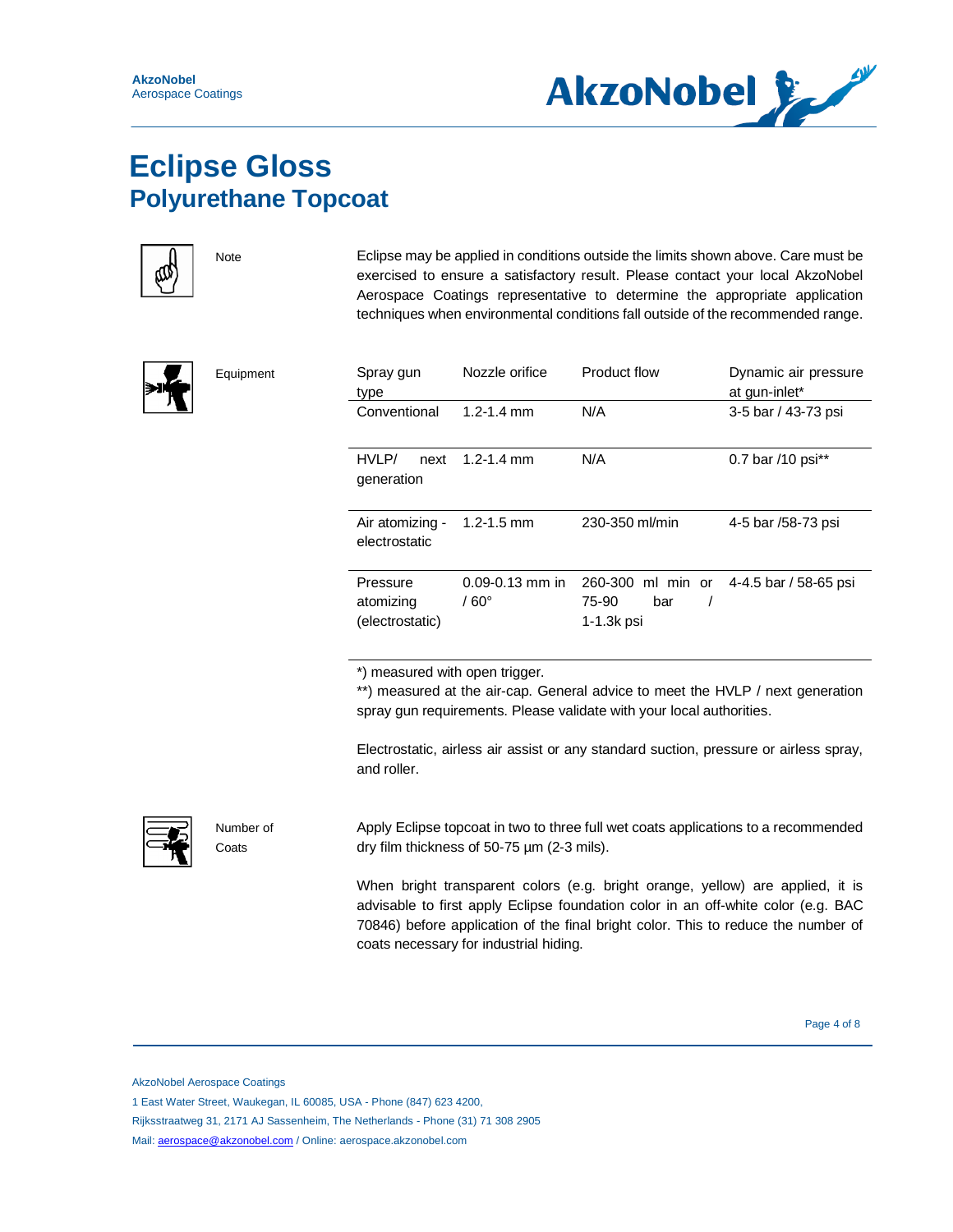# Eclipse Gloss
## Polyurethane Topcoat

**Note**

Eclipse may be applied in conditions outside the limits shown above. Care must be exercised to ensure a satisfactory result. Please contact your local AkzoNobel Aerospace Coatings representative to determine the appropriate application techniques when environmental conditions fall outside of the recommended range.

**Equipment**

| Spray gun type | Nozzle orifice | Product flow | Dynamic air pressure at gun-inlet* |
|---|---|---|---|
| Conventional | 1.2-1.4 mm | N/A | 3-5 bar / 43-73 psi |
| HVLP/ next generation | 1.2-1.4 mm | N/A | 0.7 bar /10 psi** |
| Air atomizing - electrostatic | 1.2-1.5 mm | 230-350 ml/min | 4-5 bar /58-73 psi |
| Pressure atomizing (electrostatic) | 0.09-0.13 mm in / 60° | 260-300 ml min or 75-90 bar / 1-1.3k psi | 4-4.5 bar / 58-65 psi |

*) measured with open trigger.
**) measured at the air-cap. General advice to meet the HVLP / next generation spray gun requirements. Please validate with your local authorities.

Electrostatic, airless air assist or any standard suction, pressure or airless spray, and roller.

**Number of Coats**

Apply Eclipse topcoat in two to three full wet coats applications to a recommended dry film thickness of 50-75 µm (2-3 mils).

When bright transparent colors (e.g. bright orange, yellow) are applied, it is advisable to first apply Eclipse foundation color in an off-white color (e.g. BAC 70846) before application of the final bright color. This to reduce the number of coats necessary for industrial hiding.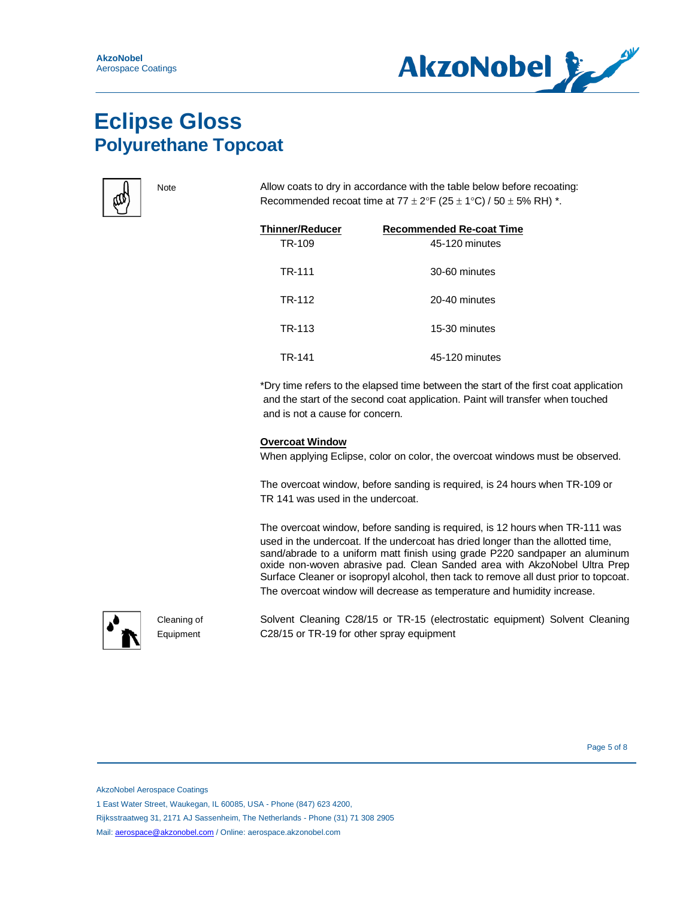# Eclipse Gloss
## Polyurethane Topcoat

**Note**

Allow coats to dry in accordance with the table below before recoating:
Recommended recoat time at 77 ± 2°F (25 ± 1°C) / 50 ± 5% RH) *.

| Thinner/Reducer | Recommended Re-coat Time |
|---|---|
| TR-109 | 45-120 minutes |
| TR-111 | 30-60 minutes |
| TR-112 | 20-40 minutes |
| TR-113 | 15-30 minutes |
| TR-141 | 45-120 minutes |

*Dry time refers to the elapsed time between the start of the first coat application and the start of the second coat application. Paint will transfer when touched and is not a cause for concern.

**Overcoat Window**

When applying Eclipse, color on color, the overcoat windows must be observed.

The overcoat window, before sanding is required, is 24 hours when TR-109 or TR 141 was used in the undercoat.

The overcoat window, before sanding is required, is 12 hours when TR-111 was used in the undercoat. If the undercoat has dried longer than the allotted time, sand/abrade to a uniform matt finish using grade P220 sandpaper an aluminum oxide non-woven abrasive pad. Clean Sanded area with AkzoNobel Ultra Prep Surface Cleaner or isopropyl alcohol, then tack to remove all dust prior to topcoat. The overcoat window will decrease as temperature and humidity increase.

**Cleaning of Equipment**

Solvent Cleaning C28/15 or TR-15 (electrostatic equipment) Solvent Cleaning C28/15 or TR-19 for other spray equipment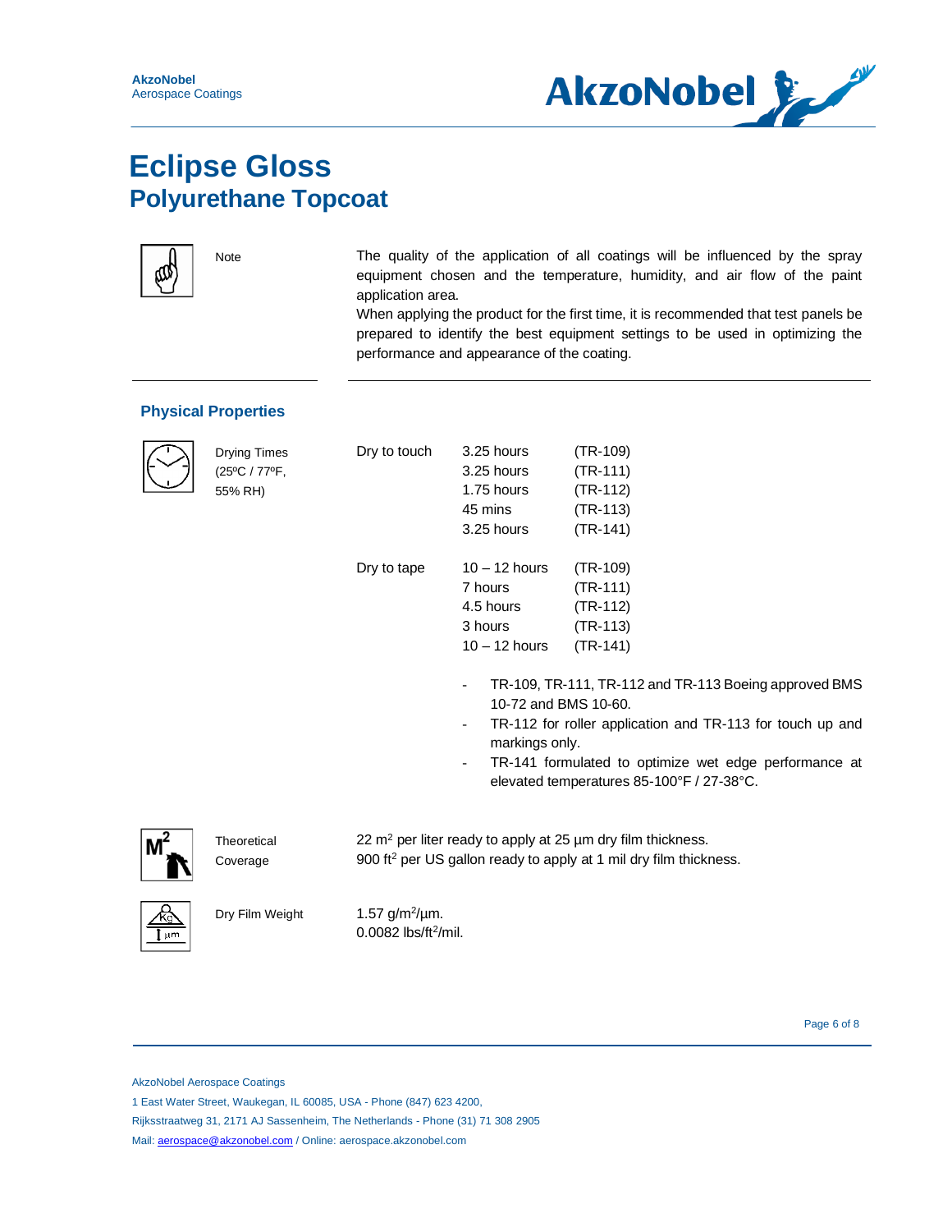# Eclipse Gloss
## Polyurethane Topcoat

**Note**

The quality of the application of all coatings will be influenced by the spray equipment chosen and the temperature, humidity, and air flow of the paint application area.
When applying the product for the first time, it is recommended that test panels be prepared to identify the best equipment settings to be used in optimizing the performance and appearance of the coating.

### Physical Properties

**Drying Times (25ºC / 77ºF, 55% RH)**

| | | |
|---|---|---|
| Dry to touch | 3.25 hours | (TR-109) |
| | 3.25 hours | (TR-111) |
| | 1.75 hours | (TR-112) |
| | 45 mins | (TR-113) |
| | 3.25 hours | (TR-141) |
| Dry to tape | 10 – 12 hours | (TR-109) |
| | 7 hours | (TR-111) |
| | 4.5 hours | (TR-112) |
| | 3 hours | (TR-113) |
| | 10 – 12 hours | (TR-141) |

- TR-109, TR-111, TR-112 and TR-113 Boeing approved BMS 10-72 and BMS 10-60.
- TR-112 for roller application and TR-113 for touch up and markings only.
- TR-141 formulated to optimize wet edge performance at elevated temperatures 85-100°F / 27-38°C.

**Theoretical Coverage**

22 $m^2$ per liter ready to apply at 25 µm dry film thickness.
900 $ft^2$ per US gallon ready to apply at 1 mil dry film thickness.

**Dry Film Weight**

1.57 $g/m^2/µm$.
0.0082 $lbs/ft^2/mil$.

AkzoNobel Aerospace Coatings
1 East Water Street, Waukegan, IL 60085, USA - Phone (847) 623 4200,
Rijksstraatweg 31, 2171 AJ Sassenheim, The Netherlands - Phone (31) 71 308 2905
Mail: aerospace@akzonobel.com / Online: aerospace.akzonobel.com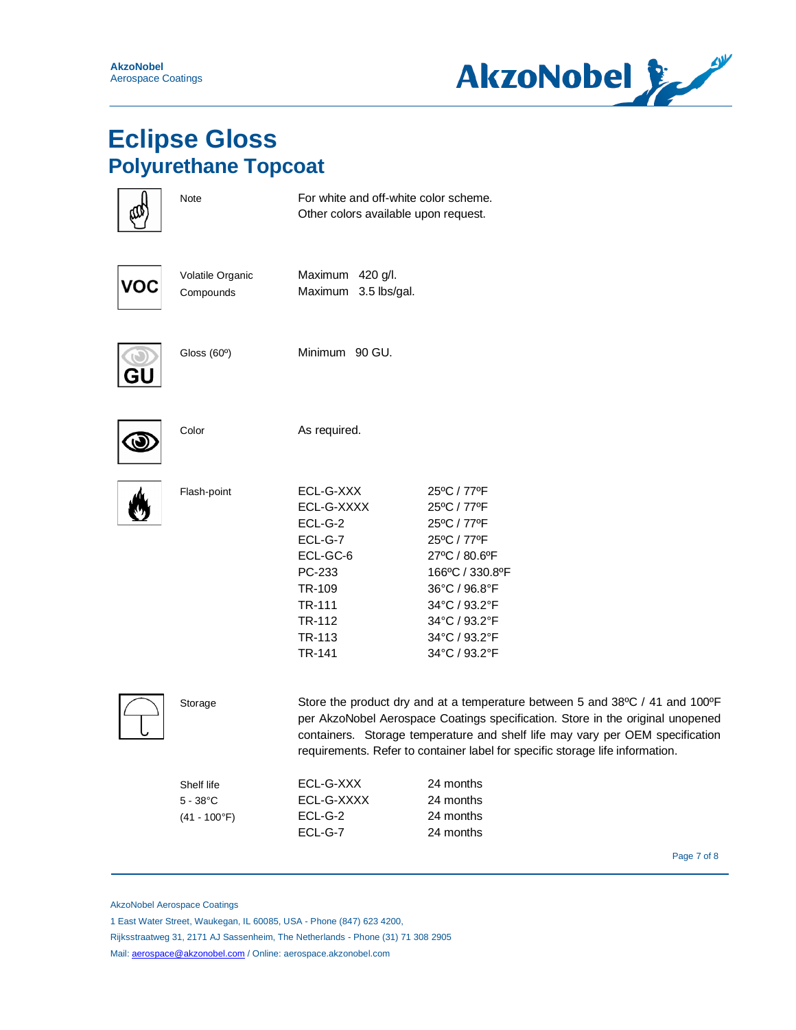#### Eclipse Gloss
## Polyurethane Topcoat

| | | |
|---|---|---|
| Note | For white and off-white color scheme.<br>Other colors available upon request. | |
| Volatile Organic Compounds | Maximum 420 g/l.<br>Maximum 3.5 lbs/gal. | |
| Gloss (60º) | Minimum 90 GU. | |
| Color | As required. | |
| Flash-point | ECL-G-XXX | 25ºC / 77ºF |
| | ECL-G-XXXX | 25ºC / 77ºF |
| | ECL-G-2 | 25ºC / 77ºF |
| | ECL-G-7 | 25ºC / 77ºF |
| | ECL-GC-6 | 27ºC / 80.6ºF |
| | PC-233 | 166ºC / 330.8ºF |
| | TR-109 | 36°C / 96.8°F |
| | TR-111 | 34°C / 93.2°F |
| | TR-112 | 34°C / 93.2°F |
| | TR-113 | 34°C / 93.2°F |
| | TR-141 | 34°C / 93.2°F |

**Storage**

Store the product dry and at a temperature between 5 and 38ºC / 41 and 100ºF per AkzoNobel Aerospace Coatings specification. Store in the original unopened containers. Storage temperature and shelf life may vary per OEM specification requirements. Refer to container label for specific storage life information.

| Shelf life 5 - 38°C (41 - 100°F) | | |
|---|---|---|
| | ECL-G-XXX | 24 months |
| | ECL-G-XXXX | 24 months |
| | ECL-G-2 | 24 months |
| | ECL-G-7 | 24 months |

AkzoNobel Aerospace Coatings
1 East Water Street, Waukegan, IL 60085, USA - Phone (847) 623 4200,
Rijksstraatweg 31, 2171 AJ Sassenheim, The Netherlands - Phone (31) 71 308 2905
Mail: aerospace@akzonobel.com / Online: aerospace.akzonobel.com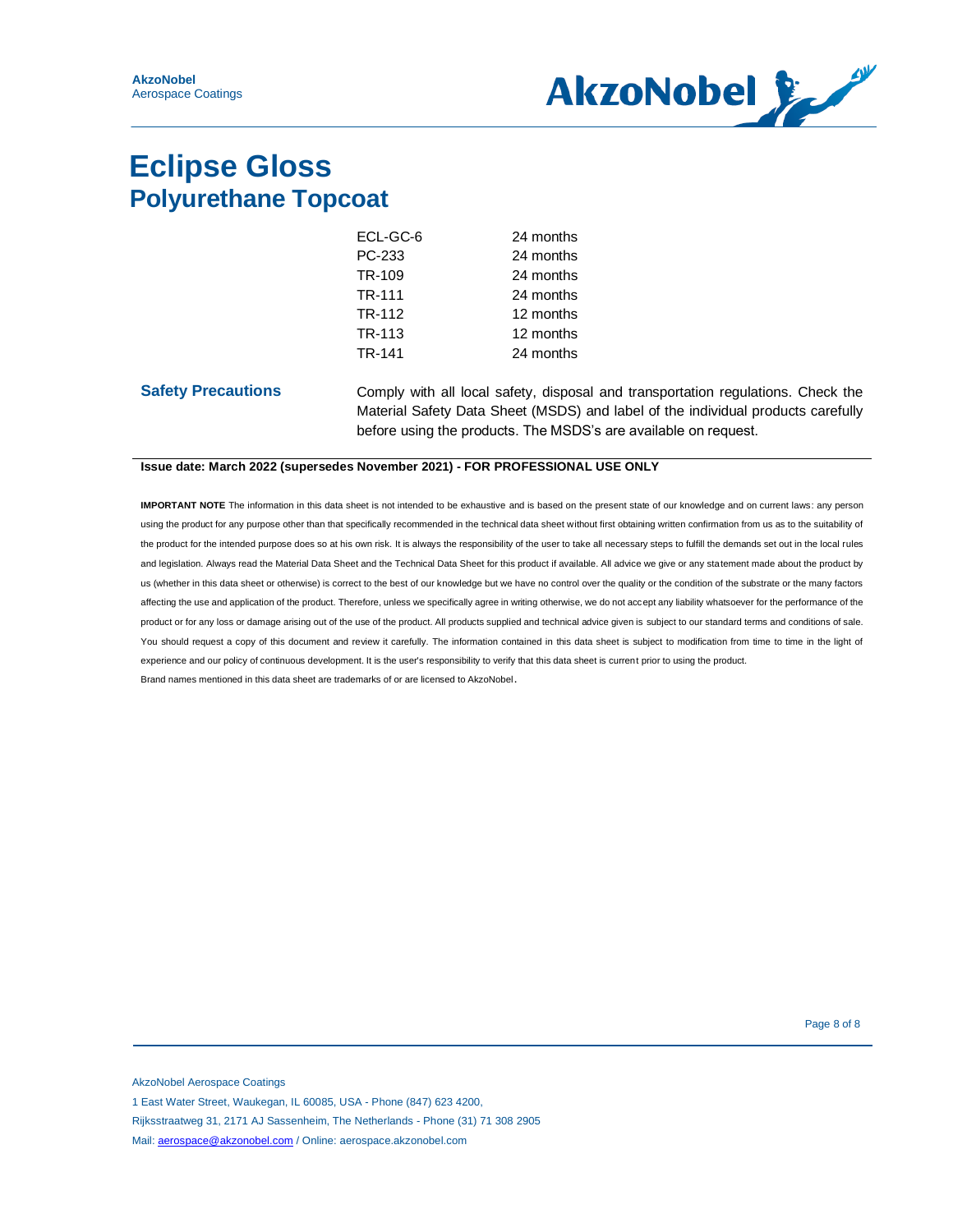# Eclipse Gloss
## Polyurethane Topcoat

| | |
|---|---|
| ECL-GC-6 | 24 months |
| PC-233 | 24 months |
| TR-109 | 24 months |
| TR-111 | 24 months |
| TR-112 | 12 months |
| TR-113 | 12 months |
| TR-141 | 24 months |

### Safety Precautions

Comply with all local safety, disposal and transportation regulations. Check the Material Safety Data Sheet (MSDS) and label of the individual products carefully before using the products. The MSDS's are available on request.

**Issue date: March 2022 (supersedes November 2021) - FOR PROFESSIONAL USE ONLY**

**IMPORTANT NOTE** The information in this data sheet is not intended to be exhaustive and is based on the present state of our knowledge and on current laws: any person using the product for any purpose other than that specifically recommended in the technical data sheet without first obtaining written confirmation from us as to the suitability of the product for the intended purpose does so at his own risk. It is always the responsibility of the user to take all necessary steps to fulfill the demands set out in the local rules and legislation. Always read the Material Data Sheet and the Technical Data Sheet for this product if available. All advice we give or any statement made about the product by us (whether in this data sheet or otherwise) is correct to the best of our knowledge but we have no control over the quality or the condition of the substrate or the many factors affecting the use and application of the product. Therefore, unless we specifically agree in writing otherwise, we do not accept any liability whatsoever for the performance of the product or for any loss or damage arising out of the use of the product. All products supplied and technical advice given is subject to our standard terms and conditions of sale. You should request a copy of this document and review it carefully. The information contained in this data sheet is subject to modification from time to time in the light of experience and our policy of continuous development. It is the user's responsibility to verify that this data sheet is current prior to using the product.
Brand names mentioned in this data sheet are trademarks of or are licensed to AkzoNobel.

AkzoNobel Aerospace Coatings
1 East Water Street, Waukegan, IL 60085, USA - Phone (847) 623 4200,
Rijksstraatweg 31, 2171 AJ Sassenheim, The Netherlands - Phone (31) 71 308 2905
Mail: aerospace@akzonobel.com / Online: aerospace.akzonobel.com